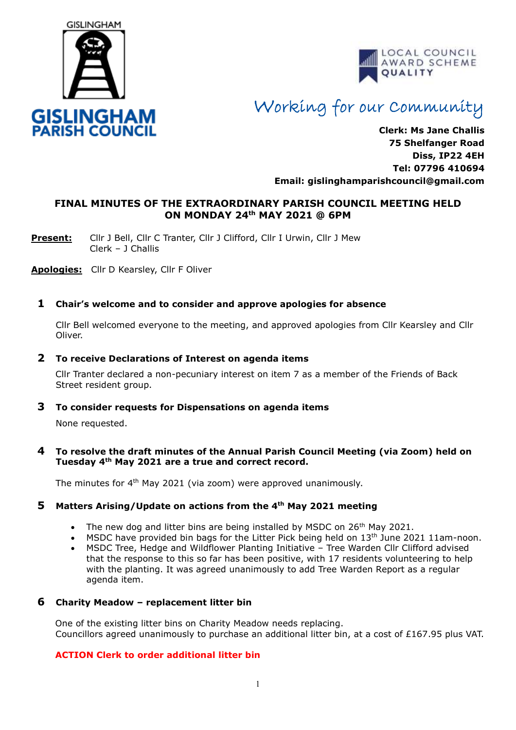GISLINGHAM

**GISLINGHAM PARISH COUNCIL**

LOCAL COUNCIL AWARD SCHEME QUALITY

*Working for our Community*

**Clerk: Ms Jane Challis**
**75 Shelfanger Road**
**Diss, IP22 4EH**
**Tel: 07796 410694**
**Email: gislinghamparishcouncil@gmail.com**

## FINAL MINUTES OF THE EXTRAORDINARY PARISH COUNCIL MEETING HELD ON MONDAY 24th MAY 2021 @ 6PM

**Present:** Cllr J Bell, Cllr C Tranter, Cllr J Clifford, Cllr I Urwin, Cllr J Mew
Clerk – J Challis

**Apologies:** Cllr D Kearsley, Cllr F Oliver

### 1 Chair's welcome and to consider and approve apologies for absence

Cllr Bell welcomed everyone to the meeting, and approved apologies from Cllr Kearsley and Cllr Oliver.

### 2 To receive Declarations of Interest on agenda items

Cllr Tranter declared a non-pecuniary interest on item 7 as a member of the Friends of Back Street resident group.

### 3 To consider requests for Dispensations on agenda items

None requested.

### 4 To resolve the draft minutes of the Annual Parish Council Meeting (via Zoom) held on Tuesday 4th May 2021 are a true and correct record.

The minutes for 4th May 2021 (via zoom) were approved unanimously.

### 5 Matters Arising/Update on actions from the 4th May 2021 meeting

- The new dog and litter bins are being installed by MSDC on 26th May 2021.
- MSDC have provided bin bags for the Litter Pick being held on 13th June 2021 11am-noon.
- MSDC Tree, Hedge and Wildflower Planting Initiative – Tree Warden Cllr Clifford advised that the response to this so far has been positive, with 17 residents volunteering to help with the planting. It was agreed unanimously to add Tree Warden Report as a regular agenda item.

### 6 Charity Meadow – replacement litter bin

One of the existing litter bins on Charity Meadow needs replacing.
Councillors agreed unanimously to purchase an additional litter bin, at a cost of £167.95 plus VAT.

**ACTION Clerk to order additional litter bin**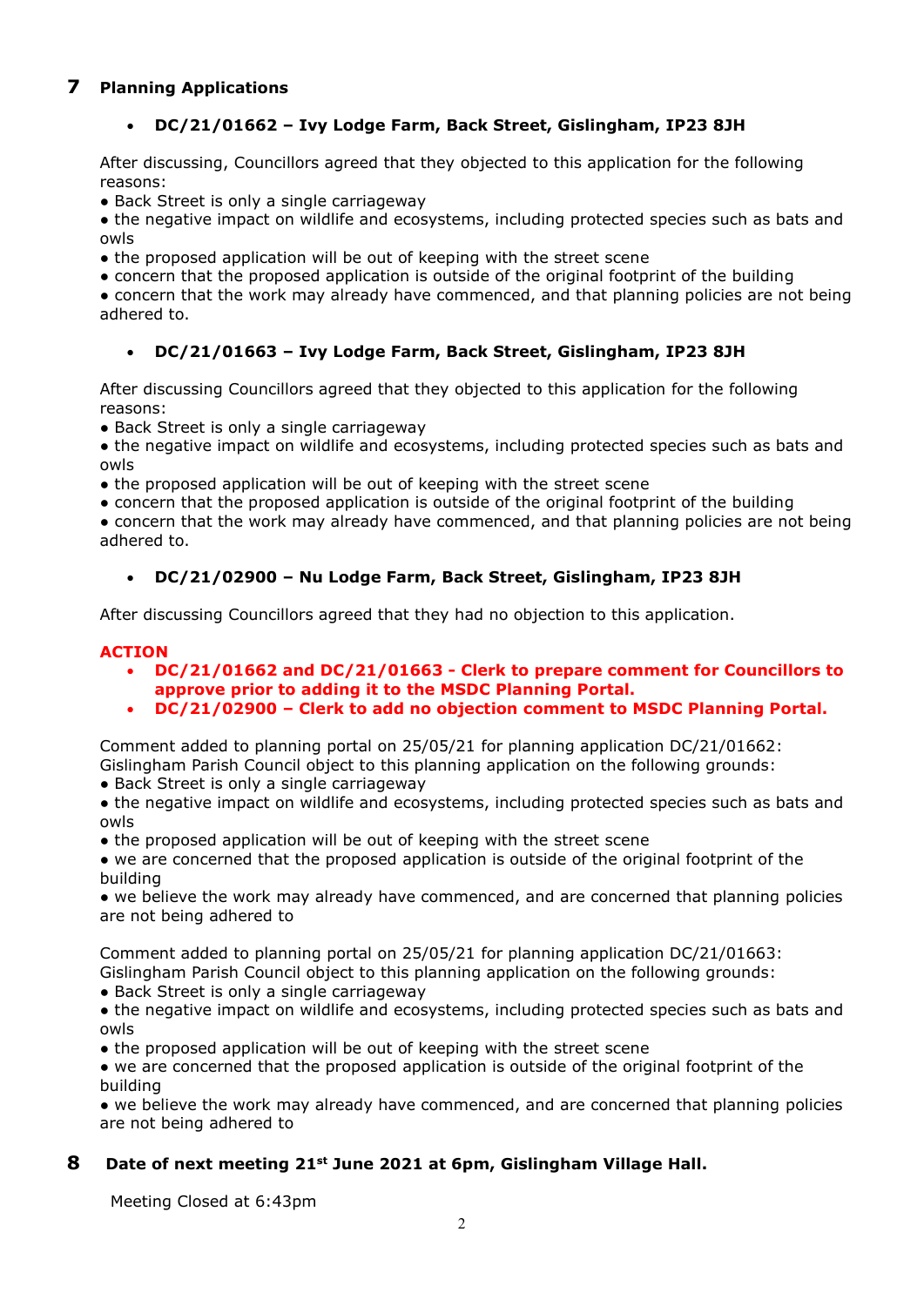## 7 Planning Applications

- **DC/21/01662 – Ivy Lodge Farm, Back Street, Gislingham, IP23 8JH**

After discussing, Councillors agreed that they objected to this application for the following reasons:

- Back Street is only a single carriageway
- the negative impact on wildlife and ecosystems, including protected species such as bats and owls
- the proposed application will be out of keeping with the street scene
- concern that the proposed application is outside of the original footprint of the building
- concern that the work may already have commenced, and that planning policies are not being adhered to.

- **DC/21/01663 – Ivy Lodge Farm, Back Street, Gislingham, IP23 8JH**

After discussing Councillors agreed that they objected to this application for the following reasons:

- Back Street is only a single carriageway
- the negative impact on wildlife and ecosystems, including protected species such as bats and owls
- the proposed application will be out of keeping with the street scene
- concern that the proposed application is outside of the original footprint of the building
- concern that the work may already have commenced, and that planning policies are not being adhered to.

- **DC/21/02900 – Nu Lodge Farm, Back Street, Gislingham, IP23 8JH**

After discussing Councillors agreed that they had no objection to this application.

**ACTION**

- **DC/21/01662 and DC/21/01663 - Clerk to prepare comment for Councillors to approve prior to adding it to the MSDC Planning Portal.**
- **DC/21/02900 – Clerk to add no objection comment to MSDC Planning Portal.**

Comment added to planning portal on 25/05/21 for planning application DC/21/01662:
Gislingham Parish Council object to this planning application on the following grounds:

- Back Street is only a single carriageway
- the negative impact on wildlife and ecosystems, including protected species such as bats and owls
- the proposed application will be out of keeping with the street scene
- we are concerned that the proposed application is outside of the original footprint of the building
- we believe the work may already have commenced, and are concerned that planning policies are not being adhered to

Comment added to planning portal on 25/05/21 for planning application DC/21/01663:
Gislingham Parish Council object to this planning application on the following grounds:

- Back Street is only a single carriageway
- the negative impact on wildlife and ecosystems, including protected species such as bats and owls
- the proposed application will be out of keeping with the street scene
- we are concerned that the proposed application is outside of the original footprint of the building
- we believe the work may already have commenced, and are concerned that planning policies are not being adhered to

## 8 Date of next meeting 21st June 2021 at 6pm, Gislingham Village Hall.

Meeting Closed at 6:43pm